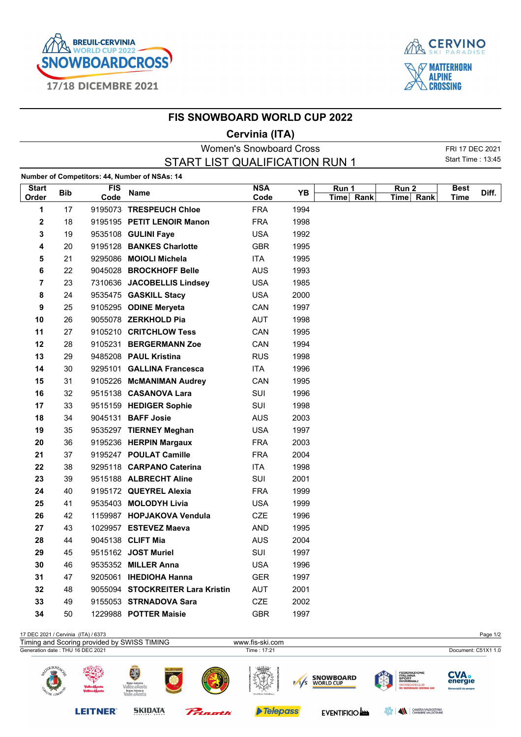BREUIL-CERVINIA WORLD CUP 2022 SNOWBOARDCROSS 17/18 DICEMBRE 2021

CERVINO SKI PARADISE

MATTERHORN ALPINE CROSSING

# FIS SNOWBOARD WORLD CUP 2022

## Cervinia (ITA)

Women's Snowboard Cross

FRI 17 DEC 2021

Start Time : 13:45

## START LIST QUALIFICATION RUN 1

**Number of Competitors: 44, Number of NSAs: 14**

| Start Order | Bib | FIS Code | Name | NSA Code | YB | Run 1 | | Run 2 | | Best Time | Diff. |
|---|---|---|---|---|---|---|---|---|---|---|---|
| | | | | | | Time | Rank | Time | Rank | | |
| **1** | 17 | 9195073 | **TRESPEUCH Chloe** | FRA | 1994 | | | | | | |
| **2** | 18 | 9195195 | **PETIT LENOIR Manon** | FRA | 1998 | | | | | | |
| **3** | 19 | 9535108 | **GULINI Faye** | USA | 1992 | | | | | | |
| **4** | 20 | 9195128 | **BANKES Charlotte** | GBR | 1995 | | | | | | |
| **5** | 21 | 9295086 | **MOIOLI Michela** | ITA | 1995 | | | | | | |
| **6** | 22 | 9045028 | **BROCKHOFF Belle** | AUS | 1993 | | | | | | |
| **7** | 23 | 7310636 | **JACOBELLIS Lindsey** | USA | 1985 | | | | | | |
| **8** | 24 | 9535475 | **GASKILL Stacy** | USA | 2000 | | | | | | |
| **9** | 25 | 9105295 | **ODINE Meryeta** | CAN | 1997 | | | | | | |
| **10** | 26 | 9055078 | **ZERKHOLD Pia** | AUT | 1998 | | | | | | |
| **11** | 27 | 9105210 | **CRITCHLOW Tess** | CAN | 1995 | | | | | | |
| **12** | 28 | 9105231 | **BERGERMANN Zoe** | CAN | 1994 | | | | | | |
| **13** | 29 | 9485208 | **PAUL Kristina** | RUS | 1998 | | | | | | |
| **14** | 30 | 9295101 | **GALLINA Francesca** | ITA | 1996 | | | | | | |
| **15** | 31 | 9105226 | **McMANIMAN Audrey** | CAN | 1995 | | | | | | |
| **16** | 32 | 9515138 | **CASANOVA Lara** | SUI | 1996 | | | | | | |
| **17** | 33 | 9515159 | **HEDIGER Sophie** | SUI | 1998 | | | | | | |
| **18** | 34 | 9045131 | **BAFF Josie** | AUS | 2003 | | | | | | |
| **19** | 35 | 9535297 | **TIERNEY Meghan** | USA | 1997 | | | | | | |
| **20** | 36 | 9195236 | **HERPIN Margaux** | FRA | 2003 | | | | | | |
| **21** | 37 | 9195247 | **POULAT Camille** | FRA | 2004 | | | | | | |
| **22** | 38 | 9295118 | **CARPANO Caterina** | ITA | 1998 | | | | | | |
| **23** | 39 | 9515188 | **ALBRECHT Aline** | SUI | 2001 | | | | | | |
| **24** | 40 | 9195172 | **QUEYREL Alexia** | FRA | 1999 | | | | | | |
| **25** | 41 | 9535403 | **MOLODYH Livia** | USA | 1999 | | | | | | |
| **26** | 42 | 1159987 | **HOPJAKOVA Vendula** | CZE | 1996 | | | | | | |
| **27** | 43 | 1029957 | **ESTEVEZ Maeva** | AND | 1995 | | | | | | |
| **28** | 44 | 9045138 | **CLIFT Mia** | AUS | 2004 | | | | | | |
| **29** | 45 | 9515162 | **JOST Muriel** | SUI | 1997 | | | | | | |
| **30** | 46 | 9535352 | **MILLER Anna** | USA | 1996 | | | | | | |
| **31** | 47 | 9205061 | **IHEDIOHA Hanna** | GER | 1997 | | | | | | |
| **32** | 48 | 9055094 | **STOCKREITER Lara Kristin** | AUT | 2001 | | | | | | |
| **33** | 49 | 9155053 | **STRNADOVA Sara** | CZE | 2002 | | | | | | |
| **34** | 50 | 1229988 | **POTTER Maisie** | GBR | 1997 | | | | | | |

17 DEC 2021 / Cervinia (ITA) / 6373

Timing and Scoring provided by SWISS TIMING — www.fis-ski.com

Generation date : THU 16 DEC 2021 — Time : 17:21 — Document: C51X1 1.0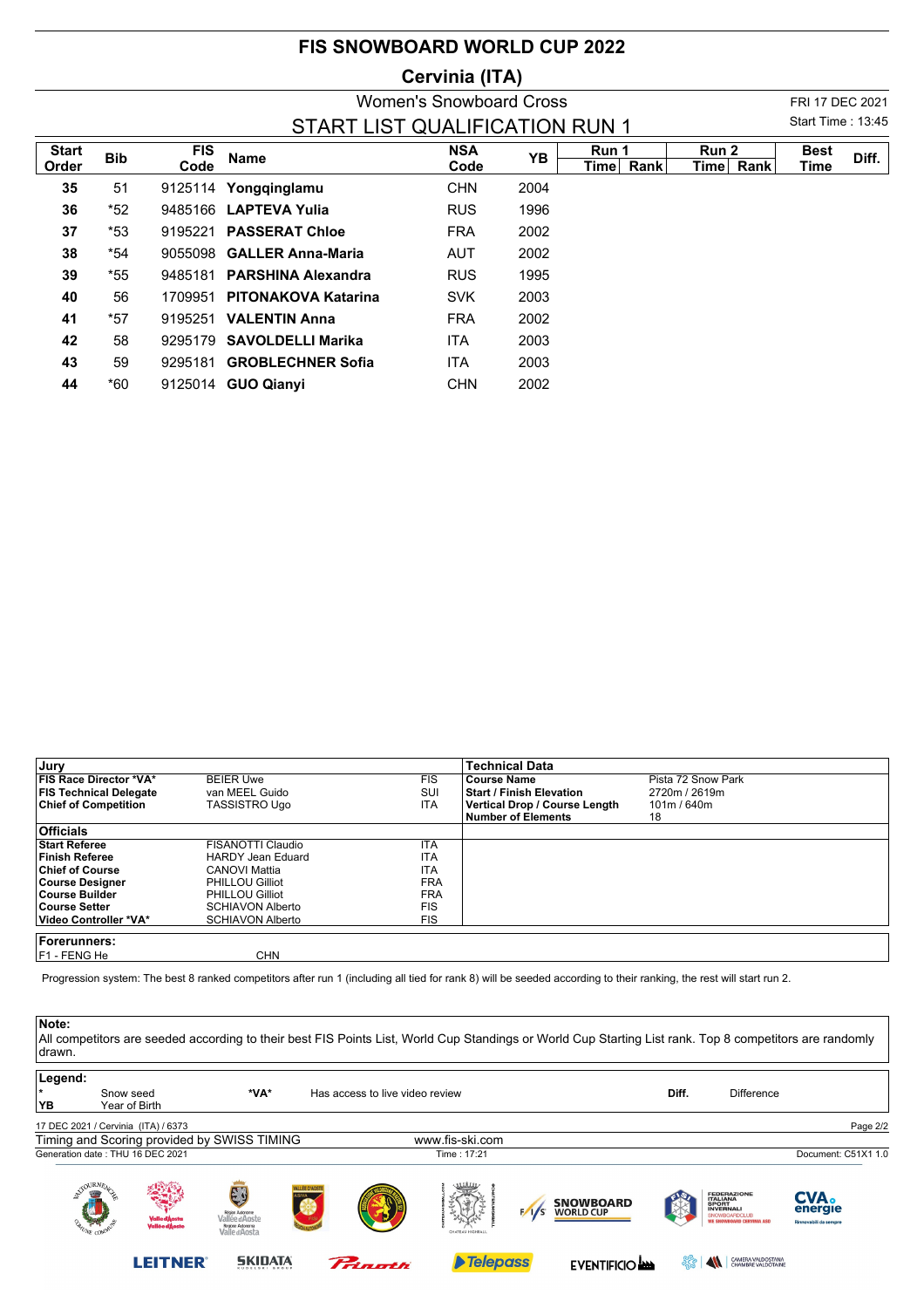# FIS SNOWBOARD WORLD CUP 2022

## Cervinia (ITA)

### Women's Snowboard Cross

### START LIST QUALIFICATION RUN 1

FRI 17 DEC 2021

Start Time : 13:45

| Start Order | Bib | FIS Code | Name | NSA Code | YB | Run 1 Time | Run 1 Rank | Run 2 Time | Run 2 Rank | Best Time | Diff. |
|---|---|---|---|---|---|---|---|---|---|---|---|
| 35 | 51 | 9125114 | **Yongqinglamu** | CHN | 2004 | | | | | | |
| 36 | *52 | 9485166 | **LAPTEVA Yulia** | RUS | 1996 | | | | | | |
| 37 | *53 | 9195221 | **PASSERAT Chloe** | FRA | 2002 | | | | | | |
| 38 | *54 | 9055098 | **GALLER Anna-Maria** | AUT | 2002 | | | | | | |
| 39 | *55 | 9485181 | **PARSHINA Alexandra** | RUS | 1995 | | | | | | |
| 40 | 56 | 1709951 | **PITONAKOVA Katarina** | SVK | 2003 | | | | | | |
| 41 | *57 | 9195251 | **VALENTIN Anna** | FRA | 2002 | | | | | | |
| 42 | 58 | 9295179 | **SAVOLDELLI Marika** | ITA | 2003 | | | | | | |
| 43 | 59 | 9295181 | **GROBLECHNER Sofia** | ITA | 2003 | | | | | | |
| 44 | *60 | 9125014 | **GUO Qianyi** | CHN | 2002 | | | | | | |

| Jury | | |
|---|---|---|
| **FIS Race Director *VA*** | BEIER Uwe | FIS |
| **FIS Technical Delegate** | van MEEL Guido | SUI |
| **Chief of Competition** | TASSISTRO Ugo | ITA |
| **Officials** | | |
| **Start Referee** | FISANOTTI Claudio | ITA |
| **Finish Referee** | HARDY Jean Eduard | ITA |
| **Chief of Course** | CANOVI Mattia | ITA |
| **Course Designer** | PHILLOU Gilliot | FRA |
| **Course Builder** | PHILLOU Gilliot | FRA |
| **Course Setter** | SCHIAVON Alberto | FIS |
| **Video Controller *VA*** | SCHIAVON Alberto | FIS |

| Technical Data | |
|---|---|
| **Course Name** | Pista 72 Snow Park |
| **Start / Finish Elevation** | 2720m / 2619m |
| **Vertical Drop / Course Length** | 101m / 640m |
| **Number of Elements** | 18 |

**Forerunners:**

F1 - FENG He CHN

Progression system: The best 8 ranked competitors after run 1 (including all tied for rank 8) will be seeded according to their ranking, the rest will start run 2.

**Note:**

All competitors are seeded according to their best FIS Points List, World Cup Standings or World Cup Starting List rank. Top 8 competitors are randomly drawn.

**Legend:**

| | | | |
|---|---|---|---|
| * | Snow seed | *VA* | Has access to live video review |
| YB | Year of Birth | Diff. | Difference |

17 DEC 2021 / Cervinia (ITA) / 6373

Timing and Scoring provided by SWISS TIMING — www.fis-ski.com

Generation date : THU 16 DEC 2021 — Time : 17:21 — Document: C51X1 1.0